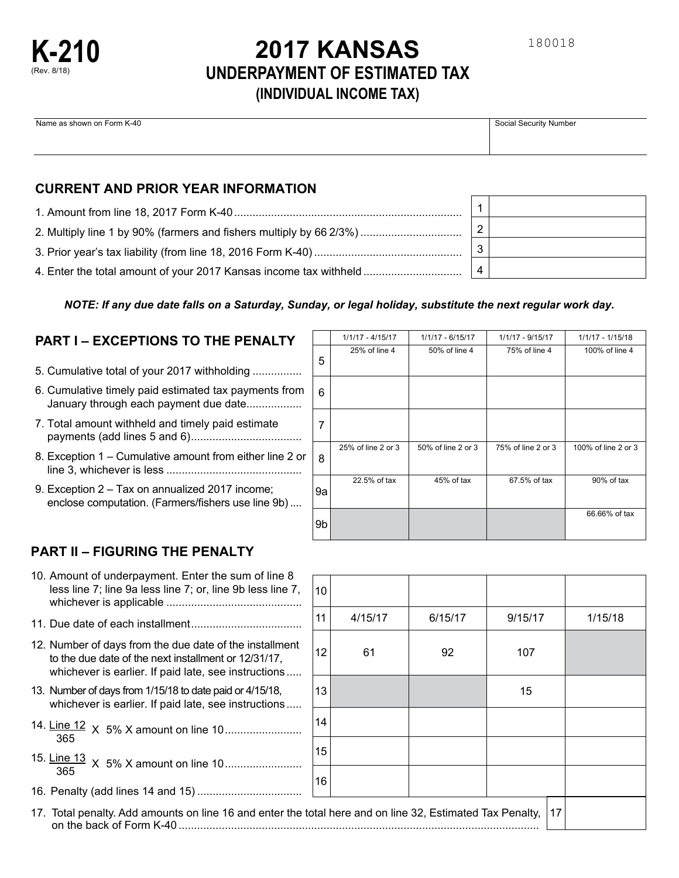# K-210
(Rev. 8/18)

# 2017 KANSAS
## UNDERPAYMENT OF ESTIMATED TAX
### (INDIVIDUAL INCOME TAX)

180018

| Name as shown on Form K-40 | Social Security Number |
|---|---|
| | |

## CURRENT AND PRIOR YEAR INFORMATION

| | | |
|---|---|---|
| 1. Amount from line 18, 2017 Form K-40 | 1 | |
| 2. Multiply line 1 by 90% (farmers and fishers multiply by 66 2/3%) | 2 | |
| 3. Prior year's tax liability (from line 18, 2016 Form K-40) | 3 | |
| 4. Enter the total amount of your 2017 Kansas income tax withheld | 4 | |

***NOTE: If any due date falls on a Saturday, Sunday, or legal holiday, substitute the next regular work day.***

## PART I – EXCEPTIONS TO THE PENALTY

| | | 1/1/17 - 4/15/17 | 1/1/17 - 6/15/17 | 1/1/17 - 9/15/17 | 1/1/17 - 1/15/18 |
|---|---|---|---|---|---|
| 5. Cumulative total of your 2017 withholding | 5 | 25% of line 4 | 50% of line 4 | 75% of line 4 | 100% of line 4 |
| 6. Cumulative timely paid estimated tax payments from January through each payment due date | 6 | | | | |
| 7. Total amount withheld and timely paid estimate payments (add lines 5 and 6) | 7 | | | | |
| 8. Exception 1 – Cumulative amount from either line 2 or line 3, whichever is less | 8 | 25% of line 2 or 3 | 50% of line 2 or 3 | 75% of line 2 or 3 | 100% of line 2 or 3 |
| 9. Exception 2 – Tax on annualized 2017 income; enclose computation. (Farmers/fishers use line 9b) | 9a | 22.5% of tax | 45% of tax | 67.5% of tax | 90% of tax |
| | 9b | | | | 66.66% of tax |

## PART II – FIGURING THE PENALTY

| | | | | | |
|---|---|---|---|---|---|
| 10. Amount of underpayment. Enter the sum of line 8 less line 7; line 9a less line 7; or, line 9b less line 7, whichever is applicable | 10 | | | | |
| 11. Due date of each installment | 11 | 4/15/17 | 6/15/17 | 9/15/17 | 1/15/18 |
| 12. Number of days from the due date of the installment to the due date of the next installment or 12/31/17, whichever is earlier. If paid late, see instructions | 12 | 61 | 92 | 107 | |
| 13. Number of days from 1/15/18 to date paid or 4/15/18, whichever is earlier. If paid late, see instructions | 13 | | | 15 | |
| 14. $\frac{\text{Line 12}}{365}$ X 5% X amount on line 10 | 14 | | | | |
| 15. $\frac{\text{Line 13}}{365}$ X 5% X amount on line 10 | 15 | | | | |
| 16. Penalty (add lines 14 and 15) | 16 | | | | |

| | | |
|---|---|---|
| 17. Total penalty. Add amounts on line 16 and enter the total here and on line 32, Estimated Tax Penalty, on the back of Form K-40 | 17 | |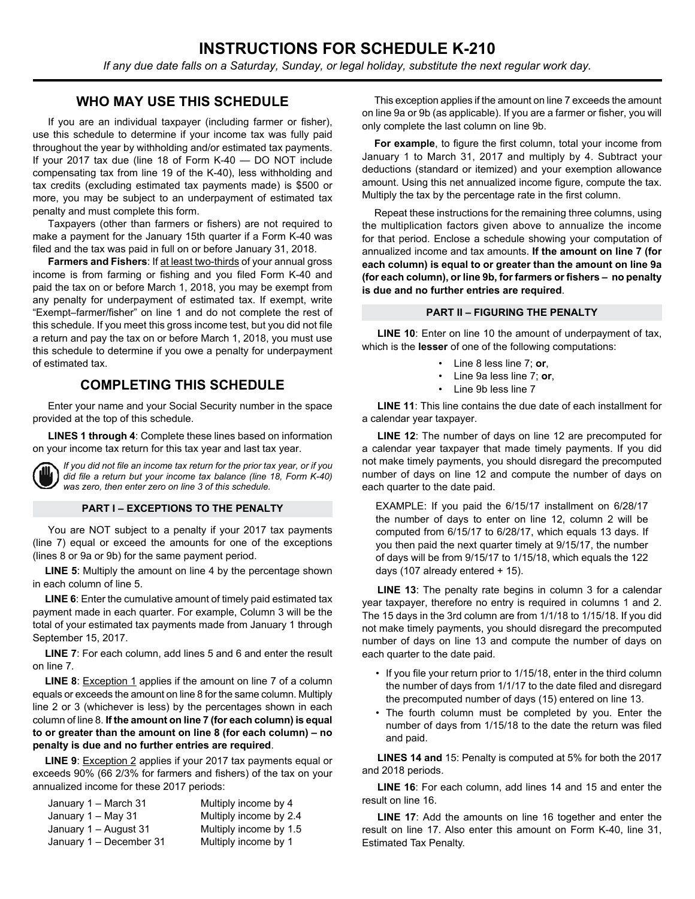# INSTRUCTIONS FOR SCHEDULE K-210

*If any due date falls on a Saturday, Sunday, or legal holiday, substitute the next regular work day.*

## WHO MAY USE THIS SCHEDULE

If you are an individual taxpayer (including farmer or fisher), use this schedule to determine if your income tax was fully paid throughout the year by withholding and/or estimated tax payments. If your 2017 tax due (line 18 of Form K-40 — DO NOT include compensating tax from line 19 of the K-40), less withholding and tax credits (excluding estimated tax payments made) is $500 or more, you may be subject to an underpayment of estimated tax penalty and must complete this form.

Taxpayers (other than farmers or fishers) are not required to make a payment for the January 15th quarter if a Form K-40 was filed and the tax was paid in full on or before January 31, 2018.

**Farmers and Fishers**: If at least two-thirds of your annual gross income is from farming or fishing and you filed Form K-40 and paid the tax on or before March 1, 2018, you may be exempt from any penalty for underpayment of estimated tax. If exempt, write "Exempt–farmer/fisher" on line 1 and do not complete the rest of this schedule. If you meet this gross income test, but you did not file a return and pay the tax on or before March 1, 2018, you must use this schedule to determine if you owe a penalty for underpayment of estimated tax.

## COMPLETING THIS SCHEDULE

Enter your name and your Social Security number in the space provided at the top of this schedule.

**LINES 1 through 4**: Complete these lines based on information on your income tax return for this tax year and last tax year.

*If you did not file an income tax return for the prior tax year, or if you did file a return but your income tax balance (line 18, Form K-40) was zero, then enter zero on line 3 of this schedule.*

### PART I – EXCEPTIONS TO THE PENALTY

You are NOT subject to a penalty if your 2017 tax payments (line 7) equal or exceed the amounts for one of the exceptions (lines 8 or 9a or 9b) for the same payment period.

**LINE 5**: Multiply the amount on line 4 by the percentage shown in each column of line 5.

**LINE 6**: Enter the cumulative amount of timely paid estimated tax payment made in each quarter. For example, Column 3 will be the total of your estimated tax payments made from January 1 through September 15, 2017.

**LINE 7**: For each column, add lines 5 and 6 and enter the result on line 7.

**LINE 8**: Exception 1 applies if the amount on line 7 of a column equals or exceeds the amount on line 8 for the same column. Multiply line 2 or 3 (whichever is less) by the percentages shown in each column of line 8. **If the amount on line 7 (for each column) is equal to or greater than the amount on line 8 (for each column) – no penalty is due and no further entries are required**.

**LINE 9**: Exception 2 applies if your 2017 tax payments equal or exceeds 90% (66 2/3% for farmers and fishers) of the tax on your annualized income for these 2017 periods:

| | |
|---|---|
| January 1 – March 31 | Multiply income by 4 |
| January 1 – May 31 | Multiply income by 2.4 |
| January 1 – August 31 | Multiply income by 1.5 |
| January 1 – December 31 | Multiply income by 1 |

This exception applies if the amount on line 7 exceeds the amount on line 9a or 9b (as applicable). If you are a farmer or fisher, you will only complete the last column on line 9b.

**For example**, to figure the first column, total your income from January 1 to March 31, 2017 and multiply by 4. Subtract your deductions (standard or itemized) and your exemption allowance amount. Using this net annualized income figure, compute the tax. Multiply the tax by the percentage rate in the first column.

Repeat these instructions for the remaining three columns, using the multiplication factors given above to annualize the income for that period. Enclose a schedule showing your computation of annualized income and tax amounts. **If the amount on line 7 (for each column) is equal to or greater than the amount on line 9a (for each column), or line 9b, for farmers or fishers – no penalty is due and no further entries are required**.

### PART II – FIGURING THE PENALTY

**LINE 10**: Enter on line 10 the amount of underpayment of tax, which is the **lesser** of one of the following computations:

- Line 8 less line 7; **or**,
- Line 9a less line 7; **or**,
- Line 9b less line 7

**LINE 11**: This line contains the due date of each installment for a calendar year taxpayer.

**LINE 12**: The number of days on line 12 are precomputed for a calendar year taxpayer that made timely payments. If you did not make timely payments, you should disregard the precomputed number of days on line 12 and compute the number of days on each quarter to the date paid.

EXAMPLE: If you paid the 6/15/17 installment on 6/28/17 the number of days to enter on line 12, column 2 will be computed from 6/15/17 to 6/28/17, which equals 13 days. If you then paid the next quarter timely at 9/15/17, the number of days will be from 9/15/17 to 1/15/18, which equals the 122 days (107 already entered + 15).

**LINE 13**: The penalty rate begins in column 3 for a calendar year taxpayer, therefore no entry is required in columns 1 and 2. The 15 days in the 3rd column are from 1/1/18 to 1/15/18. If you did not make timely payments, you should disregard the precomputed number of days on line 13 and compute the number of days on each quarter to the date paid.

- If you file your return prior to 1/15/18, enter in the third column the number of days from 1/1/17 to the date filed and disregard the precomputed number of days (15) entered on line 13.
- The fourth column must be completed by you. Enter the number of days from 1/15/18 to the date the return was filed and paid.

**LINES 14 and** 15: Penalty is computed at 5% for both the 2017 and 2018 periods.

**LINE 16**: For each column, add lines 14 and 15 and enter the result on line 16.

**LINE 17**: Add the amounts on line 16 together and enter the result on line 17. Also enter this amount on Form K-40, line 31, Estimated Tax Penalty.